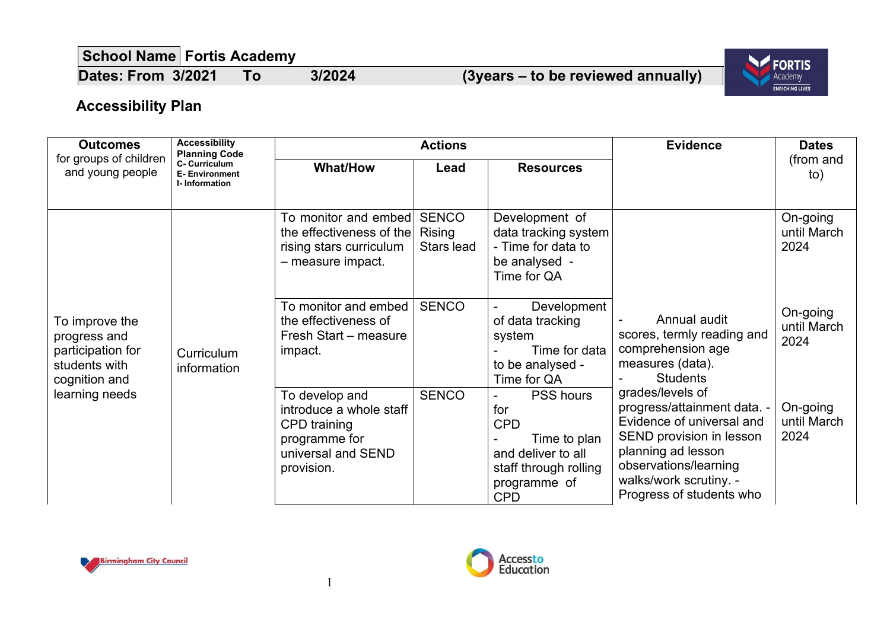| School Name | Fortis Academy |
|---|---|
| Dates: From 3/2021 To 3/2024 | (3years – to be reviewed annually) |

## Accessibility Plan

| Outcomes for groups of children and young people | Accessibility Planning Code C- Curriculum E- Environment I- Information | Actions | | | Evidence | Dates (from and to) |
|---|---|---|---|---|---|---|
| | | What/How | Lead | Resources | | |
| To improve the progress and participation for students with cognition and learning needs | Curriculum information | To monitor and embed the effectiveness of the rising stars curriculum – measure impact. | SENCO Rising Stars lead | Development of data tracking system - Time for data to be analysed - Time for QA | - Annual audit scores, termly reading and comprehension age measures (data). - Students grades/levels of progress/attainment data. - Evidence of universal and SEND provision in lesson planning ad lesson observations/learning walks/work scrutiny. - Progress of students who | On-going until March 2024 |
| | | To monitor and embed the effectiveness of Fresh Start – measure impact. | SENCO | - Development of data tracking system - Time for data to be analysed - Time for QA | | On-going until March 2024 |
| | | To develop and introduce a whole staff CPD training programme for universal and SEND provision. | SENCO | - PSS hours for CPD - Time to plan and deliver to all staff through rolling programme of CPD | | On-going until March 2024 |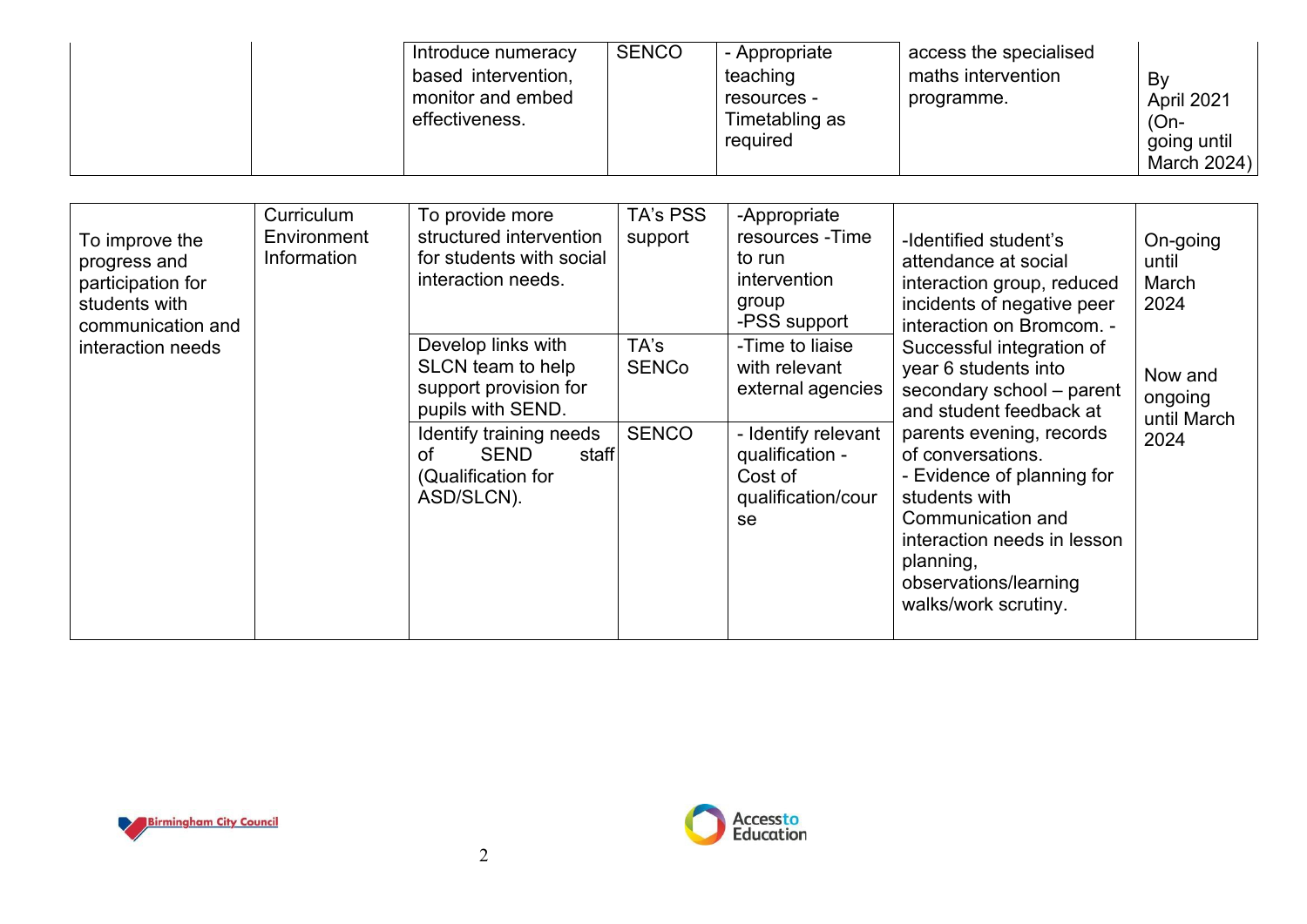|  |  | Introduce numeracy based intervention, monitor and embed effectiveness. | SENCO | - Appropriate teaching resources - Timetabling as required | access the specialised maths intervention programme. | By April 2021 (On-going until March 2024) |
|---|---|---|---|---|---|---|

| To improve the progress and participation for students with communication and interaction needs | Curriculum Environment Information | To provide more structured intervention for students with social interaction needs. | TA's PSS support | -Appropriate resources -Time to run intervention group -PSS support | -Identified student's attendance at social interaction group, reduced incidents of negative peer interaction on Bromcom. - Successful integration of year 6 students into secondary school – parent and student feedback at parents evening, records of conversations. - Evidence of planning for students with Communication and interaction needs in lesson planning, observations/learning walks/work scrutiny. | On-going until March 2024 |
|---|---|---|---|---|---|---|
|  |  | Develop links with SLCN team to help support provision for pupils with SEND. | TA's SENCo | -Time to liaise with relevant external agencies |  | Now and ongoing until March 2024 |
|  |  | Identify training needs of SEND staff (Qualification for ASD/SLCN). | SENCO | - Identify relevant qualification - Cost of qualification/course |  |  |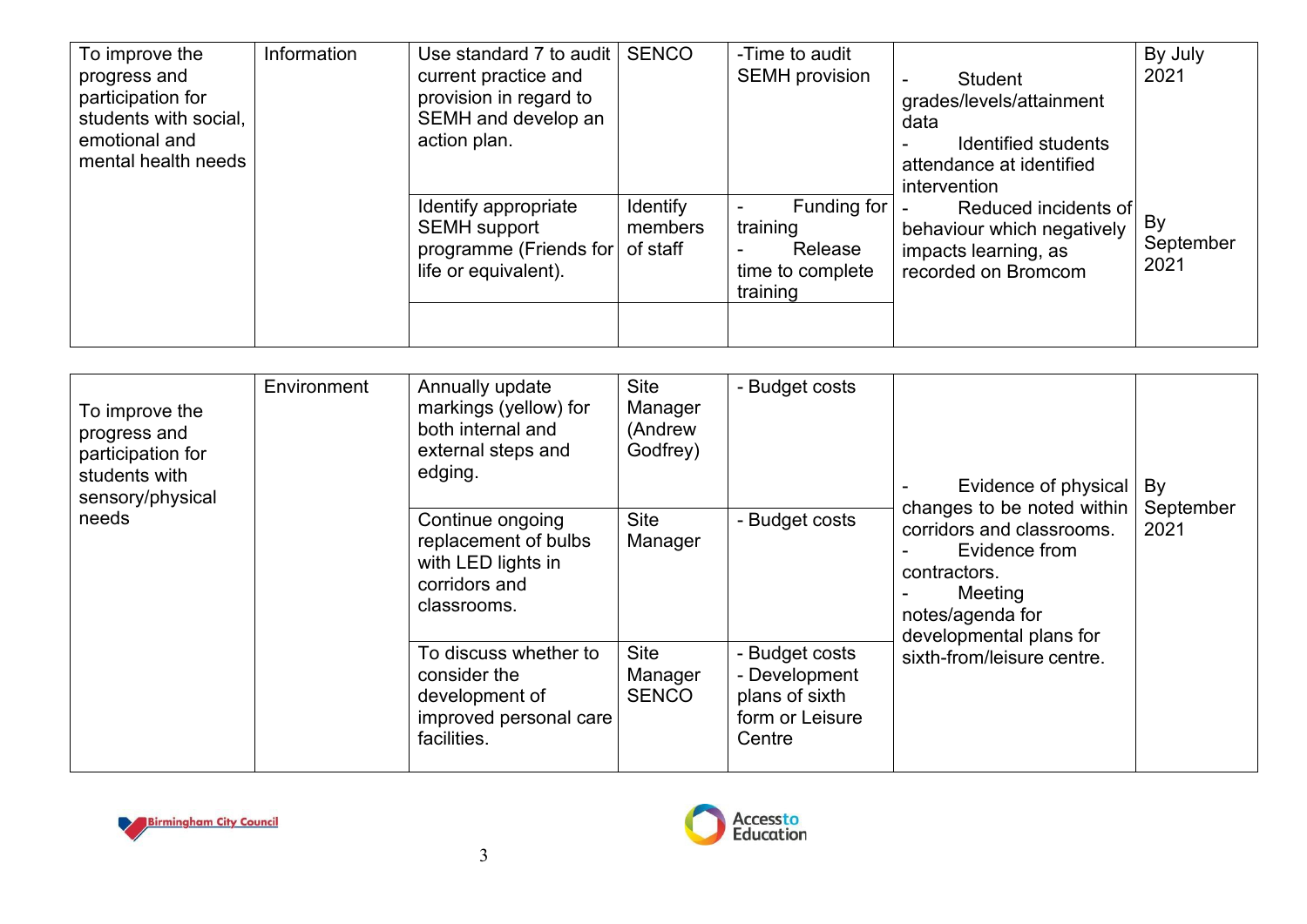| To improve the progress and participation for students with social, emotional and mental health needs | Information | Use standard 7 to audit current practice and provision in regard to SEMH and develop an action plan. | SENCO | -Time to audit SEMH provision | - Student grades/levels/attainment data<br>- Identified students attendance at identified intervention<br>- Reduced incidents of behaviour which negatively impacts learning, as recorded on Bromcom | By July 2021 |
|---|---|---|---|---|---|---|
| | | Identify appropriate SEMH support programme (Friends for life or equivalent). | Identify members of staff | - Funding for training<br>- Release time to complete training | | By September 2021 |
| | | | | | | |

| To improve the progress and participation for students with sensory/physical needs | Environment | Annually update markings (yellow) for both internal and external steps and edging. | Site Manager (Andrew Godfrey) | - Budget costs | - Evidence of physical changes to be noted within corridors and classrooms.<br>- Evidence from contractors.<br>- Meeting notes/agenda for developmental plans for sixth-from/leisure centre. | By September 2021 |
|---|---|---|---|---|---|---|
| | | Continue ongoing replacement of bulbs with LED lights in corridors and classrooms. | Site Manager | - Budget costs | | |
| | | To discuss whether to consider the development of improved personal care facilities. | Site Manager SENCO | - Budget costs<br>- Development plans of sixth form or Leisure Centre | | |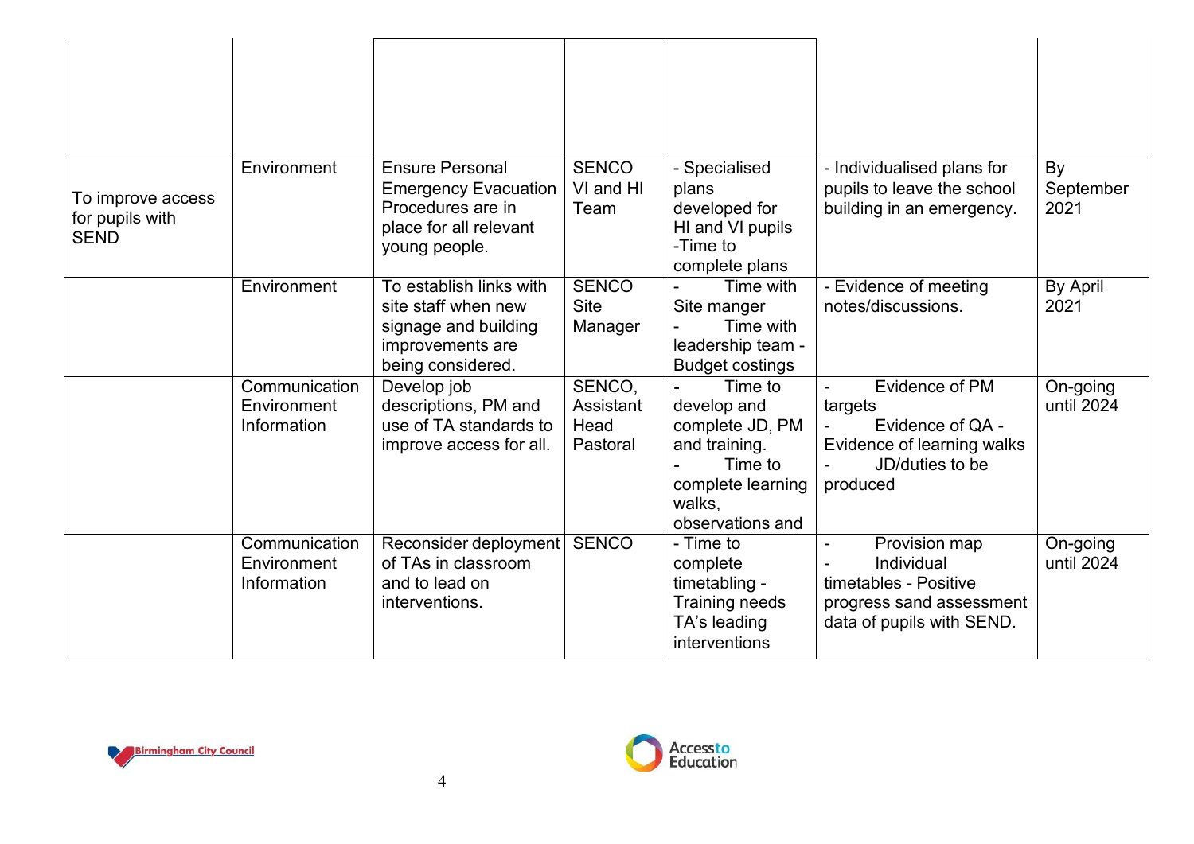| | | | | | | |
|---|---|---|---|---|---|---|
| | | | | | | |
| To improve access for pupils with SEND | Environment | Ensure Personal Emergency Evacuation Procedures are in place for all relevant young people. | SENCO VI and HI Team | - Specialised plans developed for HI and VI pupils -Time to complete plans | - Individualised plans for pupils to leave the school building in an emergency. | By September 2021 |
| | Environment | To establish links with site staff when new signage and building improvements are being considered. | SENCO Site Manager | - Time with Site manger - Time with leadership team - Budget costings | - Evidence of meeting notes/discussions. | By April 2021 |
| | Communication Environment Information | Develop job descriptions, PM and use of TA standards to improve access for all. | SENCO, Assistant Head Pastoral | - Time to develop and complete JD, PM and training. - Time to complete learning walks, observations and | - Evidence of PM targets - Evidence of QA - Evidence of learning walks - JD/duties to be produced | On-going until 2024 |
| | Communication Environment Information | Reconsider deployment of TAs in classroom and to lead on interventions. | SENCO | - Time to complete timetabling - Training needs TA's leading interventions | - Provision map - Individual timetables - Positive progress sand assessment data of pupils with SEND. | On-going until 2024 |